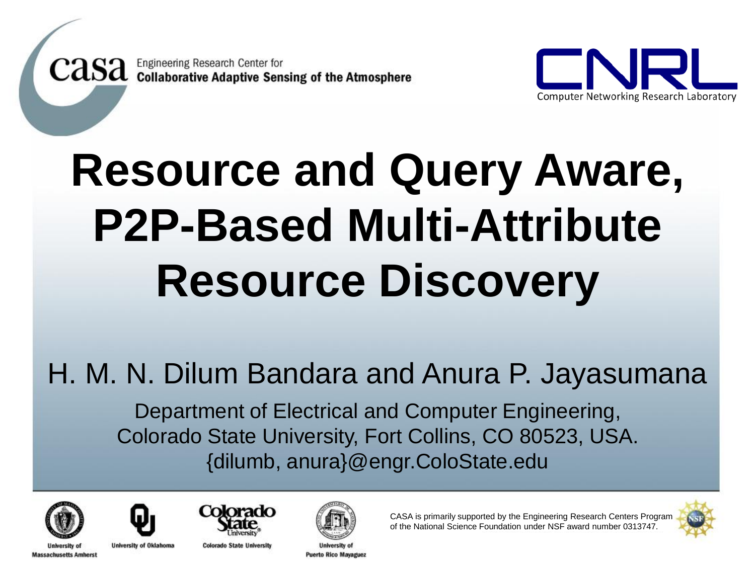**casa** Engineering Research Center for **Collaborative Adaptive Sensing of the Atmosphere**

**CNRL** Computer Networking Research Laboratory

# Resource and Query Aware, P2P-Based Multi-Attribute Resource Discovery

H. M. N. Dilum Bandara and Anura P. Jayasumana

Department of Electrical and Computer Engineering,
Colorado State University, Fort Collins, CO 80523, USA.
{dilumb, anura}@engr.ColoState.edu

University of Massachusetts Amherst | University of Oklahoma | Colorado State University | University of Puerto Rico Mayaguez

CASA is primarily supported by the Engineering Research Centers Program of the National Science Foundation under NSF award number 0313747.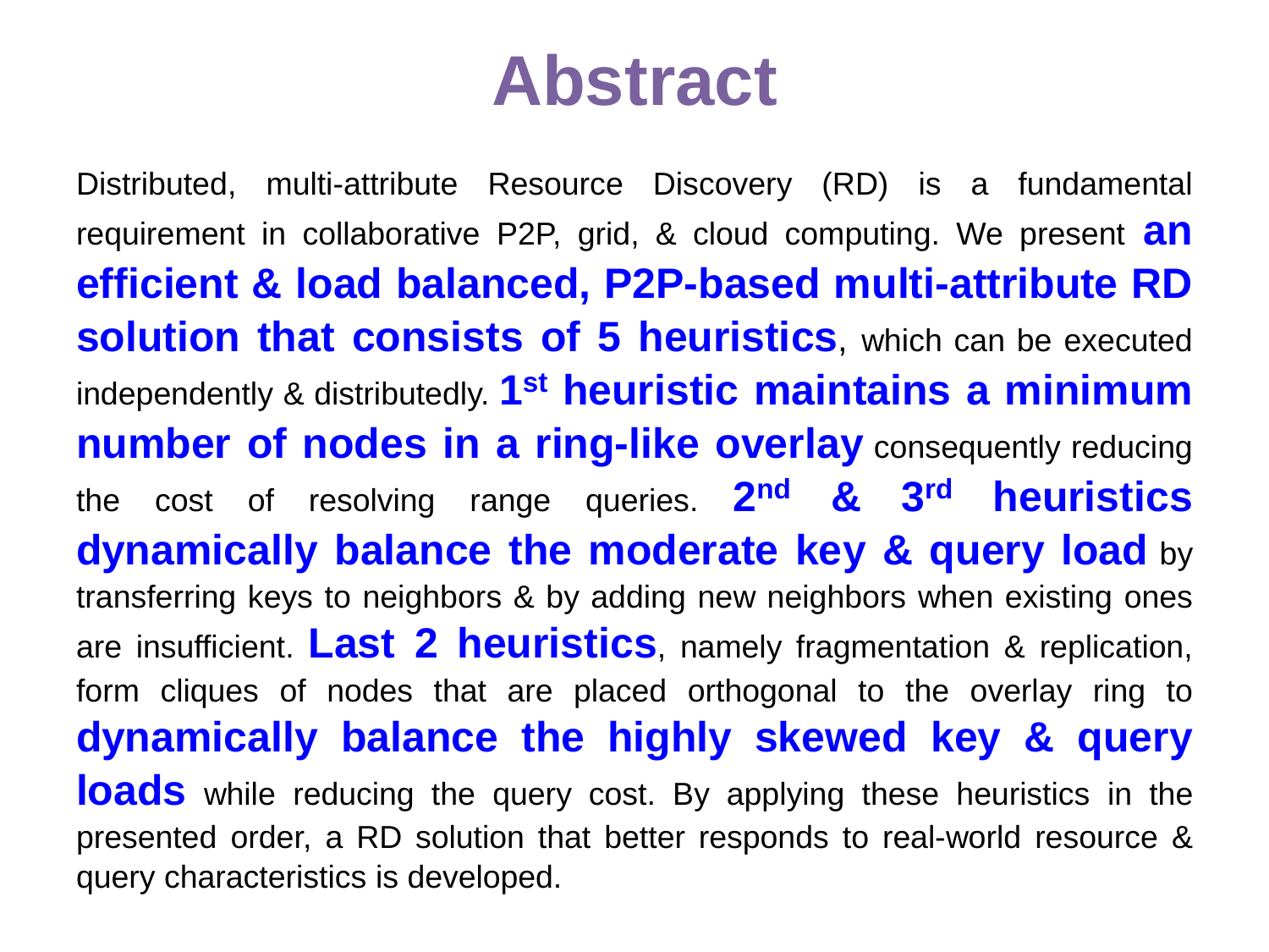# Abstract

Distributed, multi-attribute Resource Discovery (RD) is a fundamental requirement in collaborative P2P, grid, & cloud computing. We present **an efficient & load balanced, P2P-based multi-attribute RD solution that consists of 5 heuristics**, which can be executed independently & distributedly. **1st heuristic maintains a minimum number of nodes in a ring-like overlay** consequently reducing the cost of resolving range queries. **2nd & 3rd heuristics dynamically balance the moderate key & query load** by transferring keys to neighbors & by adding new neighbors when existing ones are insufficient. **Last 2 heuristics**, namely fragmentation & replication, form cliques of nodes that are placed orthogonal to the overlay ring to **dynamically balance the highly skewed key & query loads** while reducing the query cost. By applying these heuristics in the presented order, a RD solution that better responds to real-world resource & query characteristics is developed.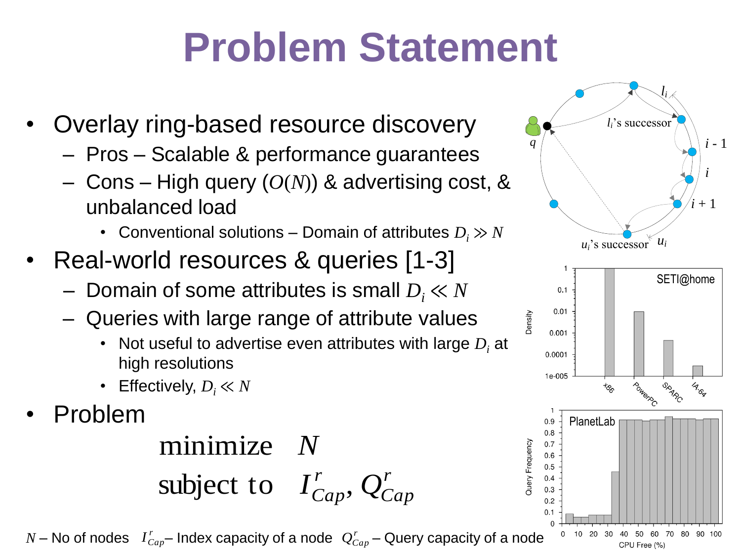# Problem Statement

- Overlay ring-based resource discovery
  - Pros – Scalable & performance guarantees
  - Cons – High query ($O(N)$) & advertising cost, & unbalanced load
    - Conventional solutions – Domain of attributes $D_i \gg N$
- Real-world resources & queries [1-3]
  - Domain of some attributes is small $D_i \ll N$
  - Queries with large range of attribute values
    - Not useful to advertise even attributes with large $D_i$ at high resolutions
    - Effectively, $D_i \ll N$
- Problem

$$\begin{aligned} &\text{minimize} \quad N \\ &\text{subject to} \quad I^r_{Cap}, Q^r_{Cap} \end{aligned}$$

$N$ – No of nodes $I^r_{Cap}$ – Index capacity of a node $Q^r_{Cap}$ – Query capacity of a node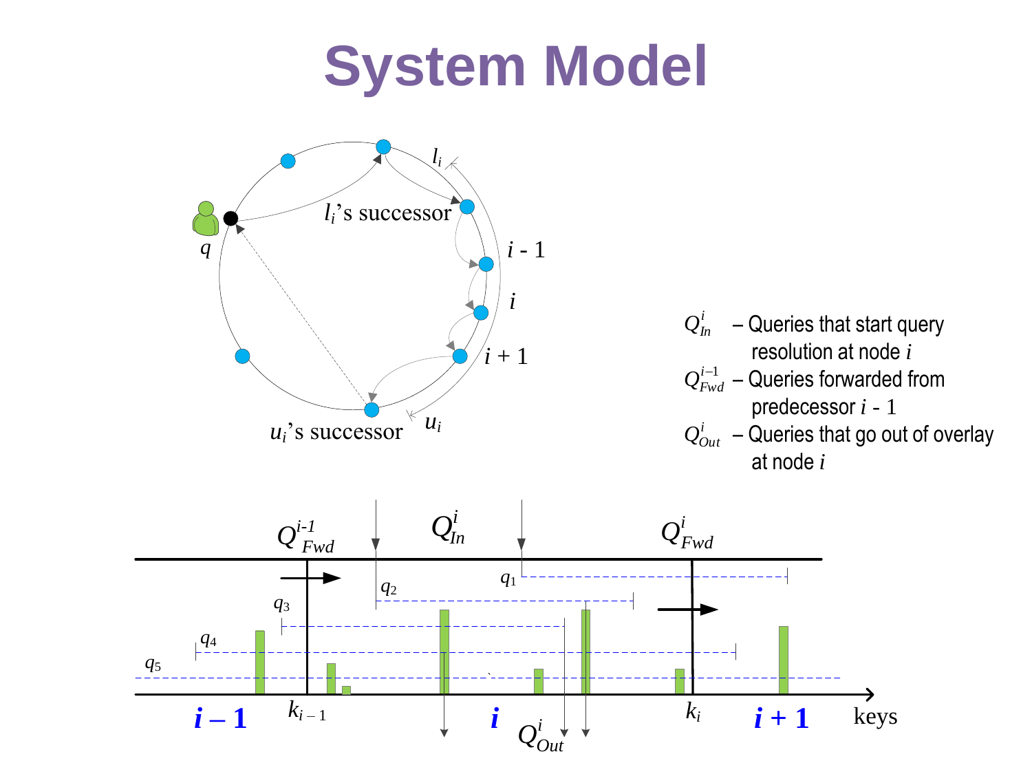# System Model

$Q^{i}_{In}$ – Queries that start query resolution at node $i$

$Q^{i-1}_{Fwd}$ – Queries forwarded from predecessor $i$ - 1

$Q^{i}_{Out}$ – Queries that go out of overlay at node $i$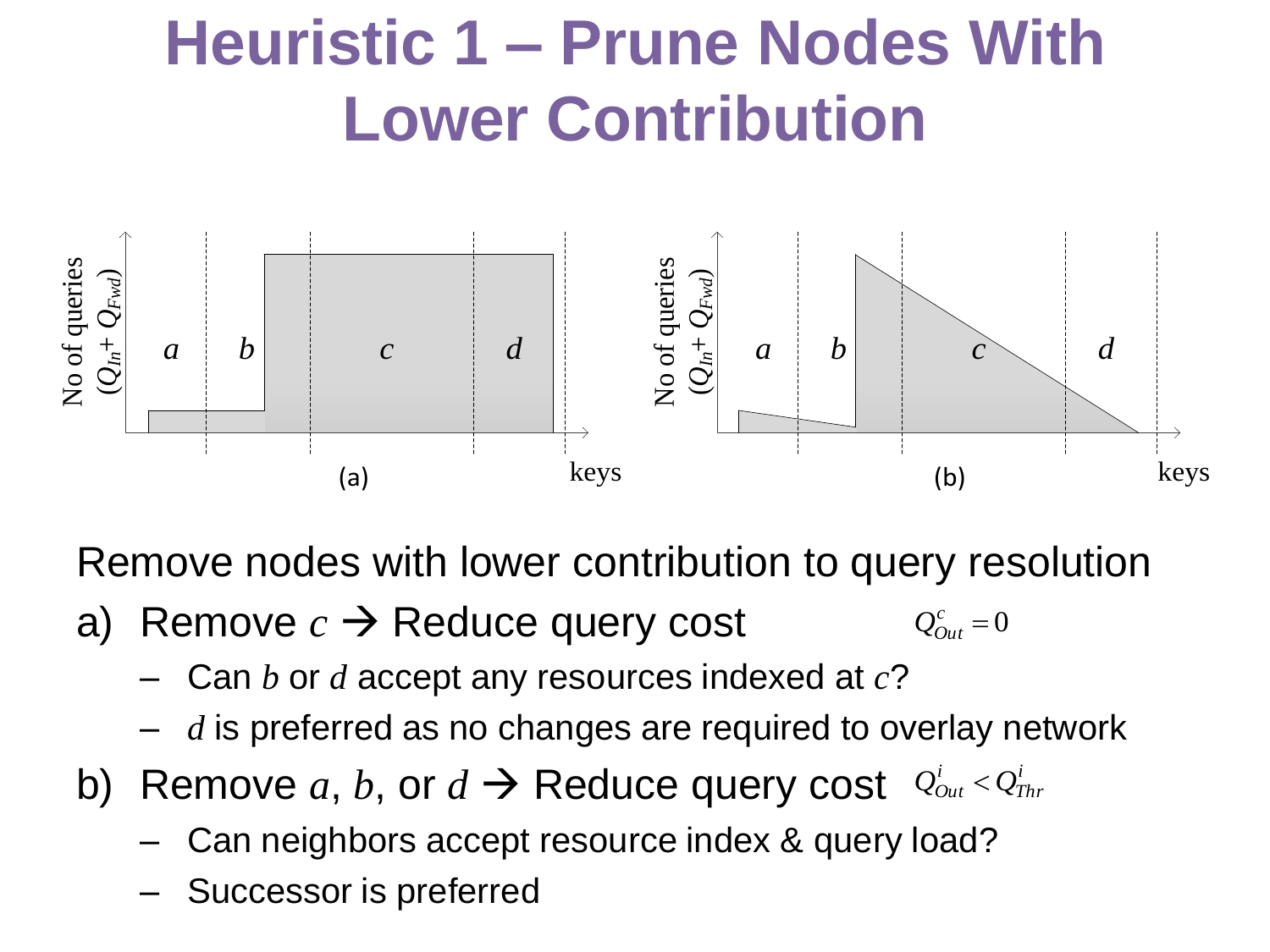# Heuristic 1 – Prune Nodes With Lower Contribution

(a)

(b)

Remove nodes with lower contribution to query resolution

a) Remove $c$ → Reduce query cost $Q_{Out}^{c} = 0$
   - Can $b$ or $d$ accept any resources indexed at $c$?
   - $d$ is preferred as no changes are required to overlay network

b) Remove $a$, $b$, or $d$ → Reduce query cost $Q_{Out}^{i} < Q_{Thr}^{i}$
   - Can neighbors accept resource index & query load?
   - Successor is preferred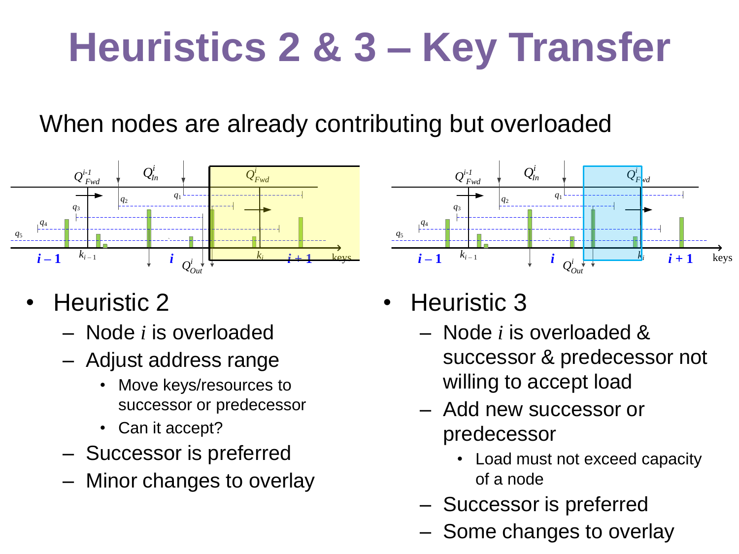# Heuristics 2 & 3 – Key Transfer

When nodes are already contributing but overloaded

- Heuristic 2
  - Node $i$ is overloaded
  - Adjust address range
    - Move keys/resources to successor or predecessor
    - Can it accept?
  - Successor is preferred
  - Minor changes to overlay

- Heuristic 3
  - Node $i$ is overloaded & successor & predecessor not willing to accept load
  - Add new successor or predecessor
    - Load must not exceed capacity of a node
  - Successor is preferred
  - Some changes to overlay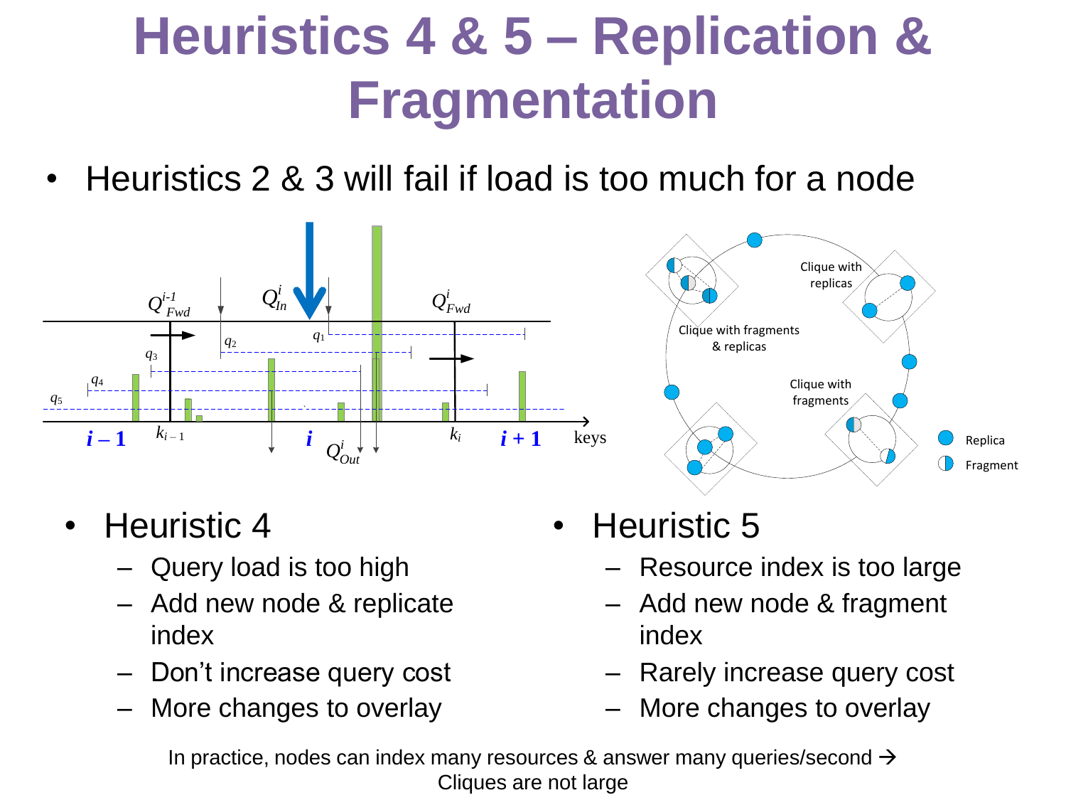# Heuristics 4 & 5 – Replication & Fragmentation

- Heuristics 2 & 3 will fail if load is too much for a node

- Heuristic 4
  - Query load is too high
  - Add new node & replicate index
  - Don't increase query cost
  - More changes to overlay

- Heuristic 5
  - Resource index is too large
  - Add new node & fragment index
  - Rarely increase query cost
  - More changes to overlay

In practice, nodes can index many resources & answer many queries/second → Cliques are not large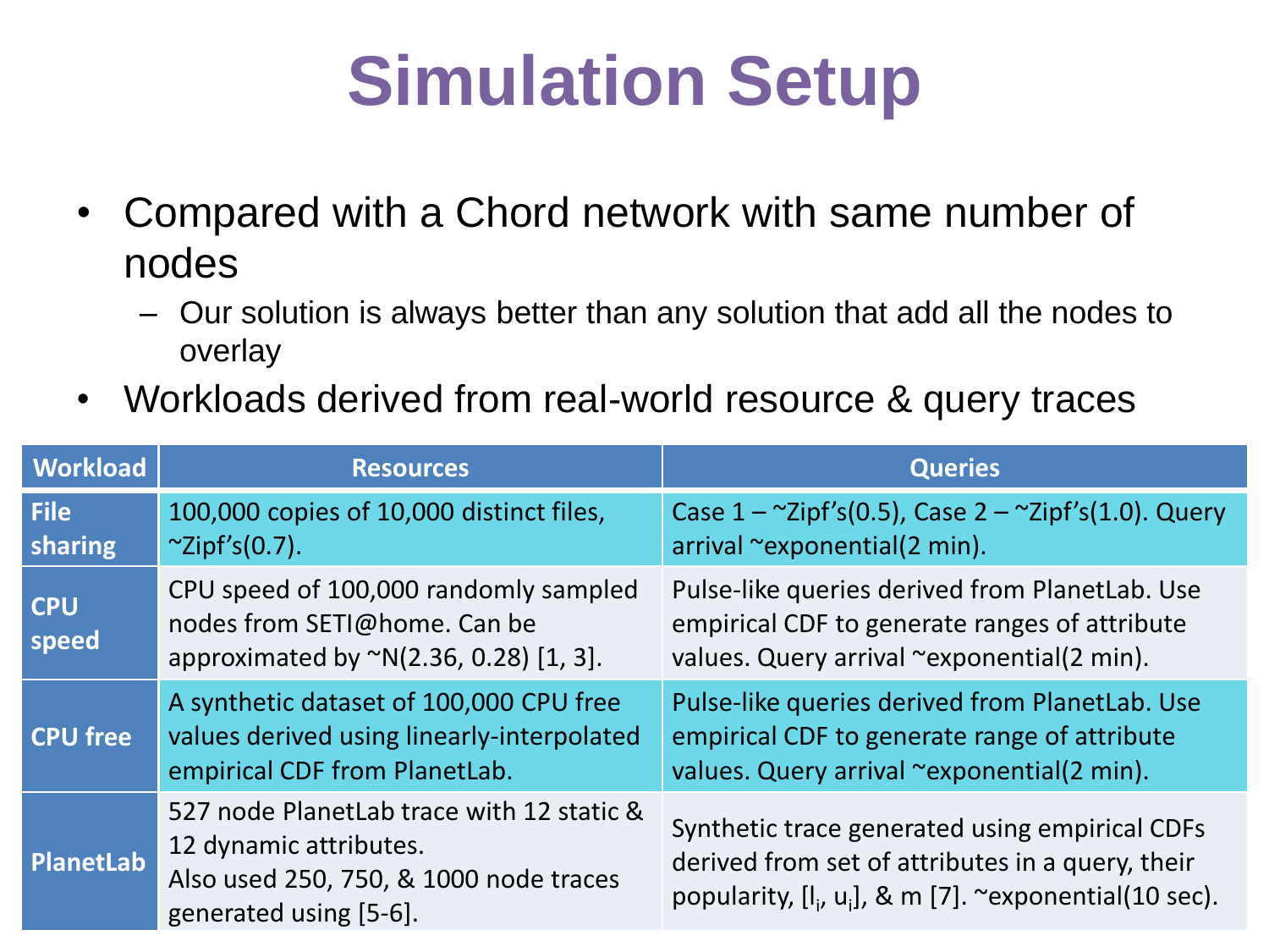# Simulation Setup

- Compared with a Chord network with same number of nodes
  - Our solution is always better than any solution that add all the nodes to overlay
- Workloads derived from real-world resource & query traces

| Workload | Resources | Queries |
|---|---|---|
| **File sharing** | 100,000 copies of 10,000 distinct files, ~Zipf's(0.7). | Case 1 – ~Zipf's(0.5), Case 2 – ~Zipf's(1.0). Query arrival ~exponential(2 min). |
| **CPU speed** | CPU speed of 100,000 randomly sampled nodes from SETI@home. Can be approximated by ~N(2.36, 0.28) [1, 3]. | Pulse-like queries derived from PlanetLab. Use empirical CDF to generate ranges of attribute values. Query arrival ~exponential(2 min). |
| **CPU free** | A synthetic dataset of 100,000 CPU free values derived using linearly-interpolated empirical CDF from PlanetLab. | Pulse-like queries derived from PlanetLab. Use empirical CDF to generate range of attribute values. Query arrival ~exponential(2 min). |
| **PlanetLab** | 527 node PlanetLab trace with 12 static & 12 dynamic attributes. Also used 250, 750, & 1000 node traces generated using [5-6]. | Synthetic trace generated using empirical CDFs derived from set of attributes in a query, their popularity, $[l_i, u_i]$, & m [7]. ~exponential(10 sec). |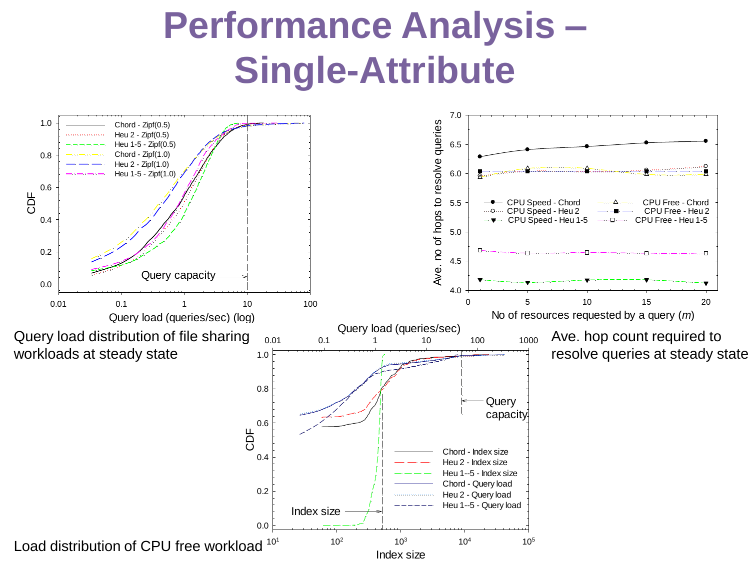# Performance Analysis – Single-Attribute

Query load distribution of file sharing workloads at steady state

Ave. hop count required to resolve queries at steady state

Load distribution of CPU free workload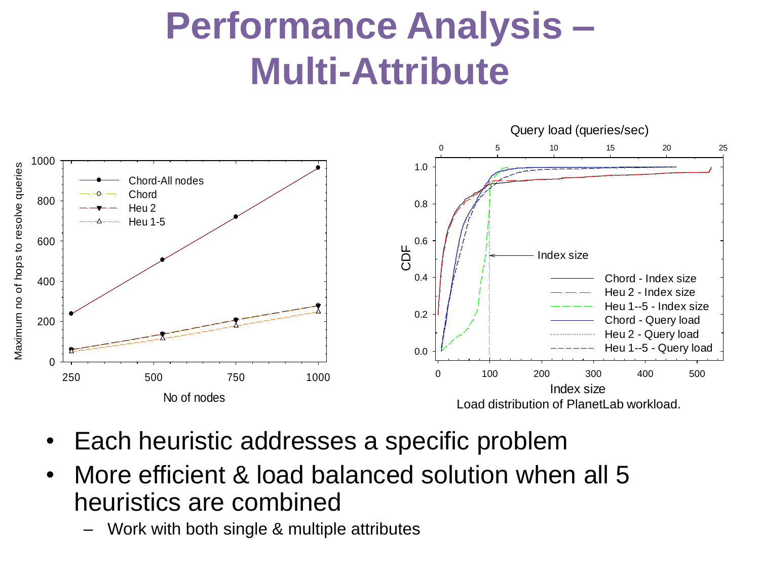# Performance Analysis – Multi-Attribute

Load distribution of PlanetLab workload.

- Each heuristic addresses a specific problem
- More efficient & load balanced solution when all 5 heuristics are combined
  - Work with both single & multiple attributes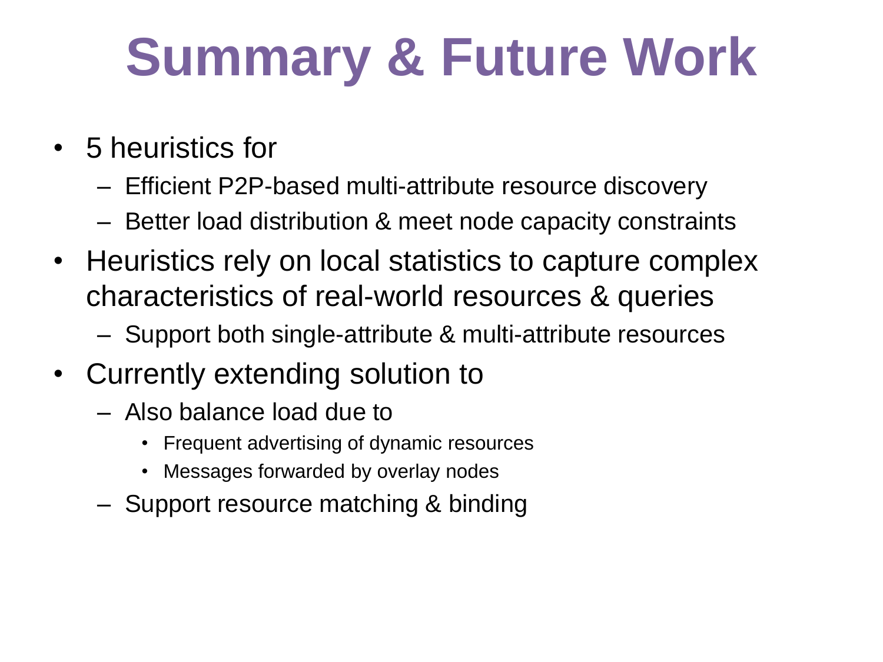# Summary & Future Work

- 5 heuristics for
  - Efficient P2P-based multi-attribute resource discovery
  - Better load distribution & meet node capacity constraints
- Heuristics rely on local statistics to capture complex characteristics of real-world resources & queries
  - Support both single-attribute & multi-attribute resources
- Currently extending solution to
  - Also balance load due to
    - Frequent advertising of dynamic resources
    - Messages forwarded by overlay nodes
  - Support resource matching & binding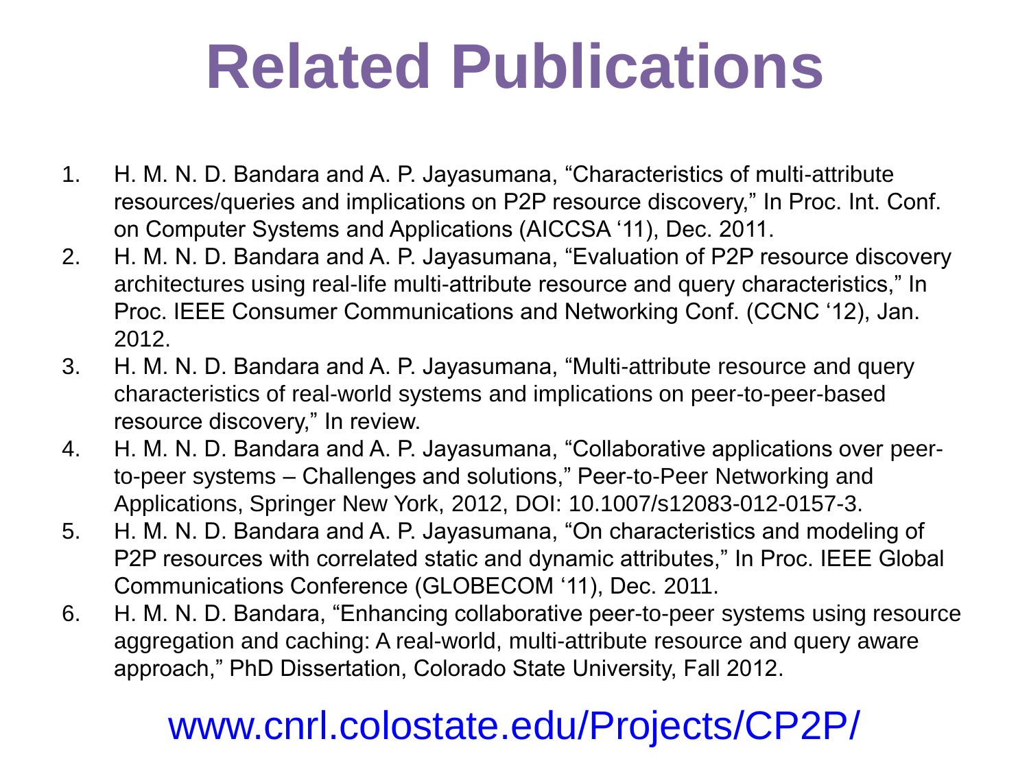# Related Publications

1. H. M. N. D. Bandara and A. P. Jayasumana, “Characteristics of multi-attribute resources/queries and implications on P2P resource discovery,” In Proc. Int. Conf. on Computer Systems and Applications (AICCSA ‘11), Dec. 2011.
2. H. M. N. D. Bandara and A. P. Jayasumana, “Evaluation of P2P resource discovery architectures using real-life multi-attribute resource and query characteristics,” In Proc. IEEE Consumer Communications and Networking Conf. (CCNC ‘12), Jan. 2012.
3. H. M. N. D. Bandara and A. P. Jayasumana, “Multi-attribute resource and query characteristics of real-world systems and implications on peer-to-peer-based resource discovery,” In review.
4. H. M. N. D. Bandara and A. P. Jayasumana, “Collaborative applications over peer-to-peer systems – Challenges and solutions,” Peer-to-Peer Networking and Applications, Springer New York, 2012, DOI: 10.1007/s12083-012-0157-3.
5. H. M. N. D. Bandara and A. P. Jayasumana, “On characteristics and modeling of P2P resources with correlated static and dynamic attributes,” In Proc. IEEE Global Communications Conference (GLOBECOM ‘11), Dec. 2011.
6. H. M. N. D. Bandara, “Enhancing collaborative peer-to-peer systems using resource aggregation and caching: A real-world, multi-attribute resource and query aware approach,” PhD Dissertation, Colorado State University, Fall 2012.

www.cnrl.colostate.edu/Projects/CP2P/